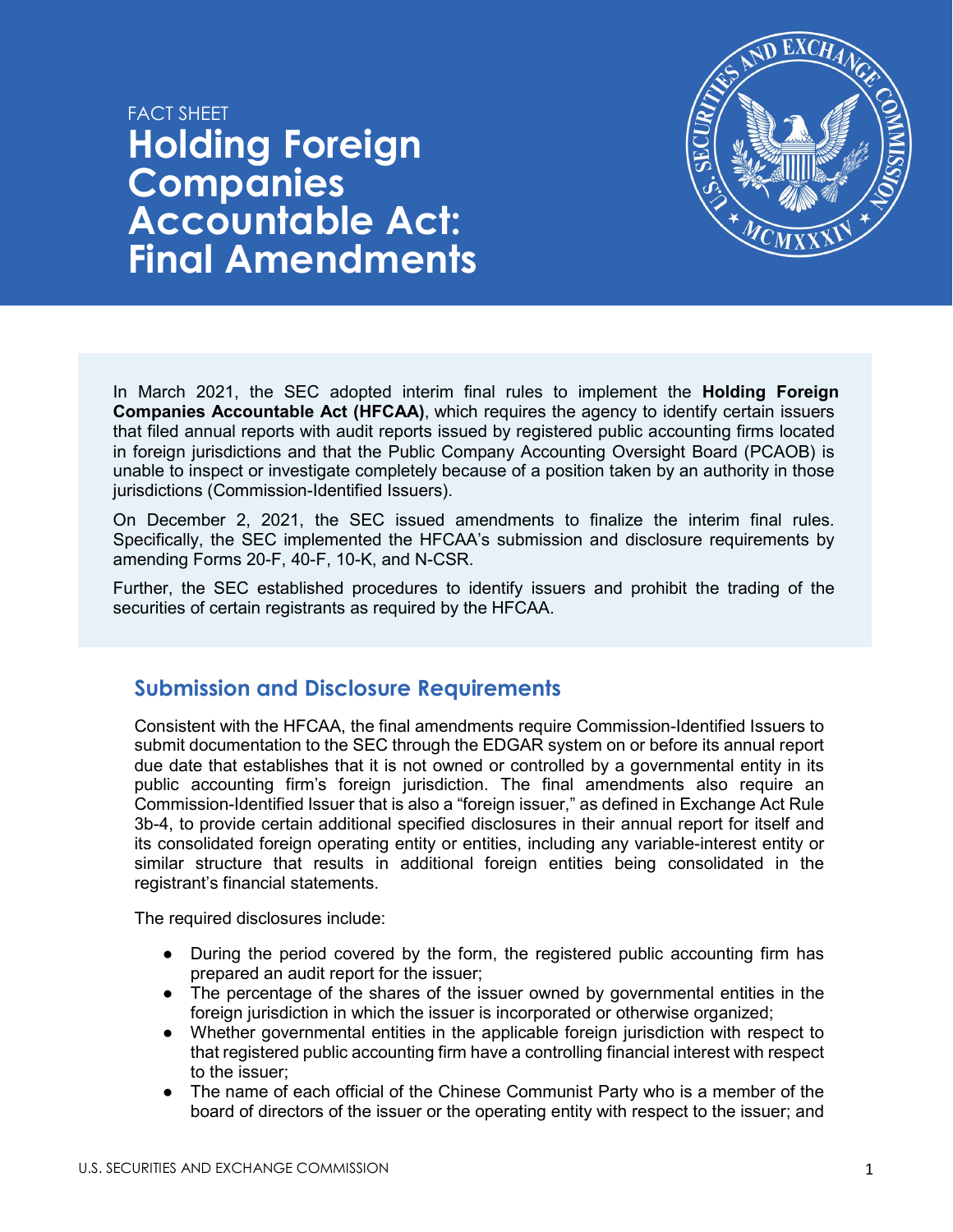FACT SHEET

# Holding Foreign Companies Accountable Act: Final Amendments

In March 2021, the SEC adopted interim final rules to implement the **Holding Foreign Companies Accountable Act (HFCAA)**, which requires the agency to identify certain issuers that filed annual reports with audit reports issued by registered public accounting firms located in foreign jurisdictions and that the Public Company Accounting Oversight Board (PCAOB) is unable to inspect or investigate completely because of a position taken by an authority in those jurisdictions (Commission-Identified Issuers).

On December 2, 2021, the SEC issued amendments to finalize the interim final rules. Specifically, the SEC implemented the HFCAA's submission and disclosure requirements by amending Forms 20-F, 40-F, 10-K, and N-CSR.

Further, the SEC established procedures to identify issuers and prohibit the trading of the securities of certain registrants as required by the HFCAA.

## Submission and Disclosure Requirements

Consistent with the HFCAA, the final amendments require Commission-Identified Issuers to submit documentation to the SEC through the EDGAR system on or before its annual report due date that establishes that it is not owned or controlled by a governmental entity in its public accounting firm's foreign jurisdiction. The final amendments also require an Commission-Identified Issuer that is also a "foreign issuer," as defined in Exchange Act Rule 3b-4, to provide certain additional specified disclosures in their annual report for itself and its consolidated foreign operating entity or entities, including any variable-interest entity or similar structure that results in additional foreign entities being consolidated in the registrant's financial statements.

The required disclosures include:

- During the period covered by the form, the registered public accounting firm has prepared an audit report for the issuer;
- The percentage of the shares of the issuer owned by governmental entities in the foreign jurisdiction in which the issuer is incorporated or otherwise organized;
- Whether governmental entities in the applicable foreign jurisdiction with respect to that registered public accounting firm have a controlling financial interest with respect to the issuer;
- The name of each official of the Chinese Communist Party who is a member of the board of directors of the issuer or the operating entity with respect to the issuer; and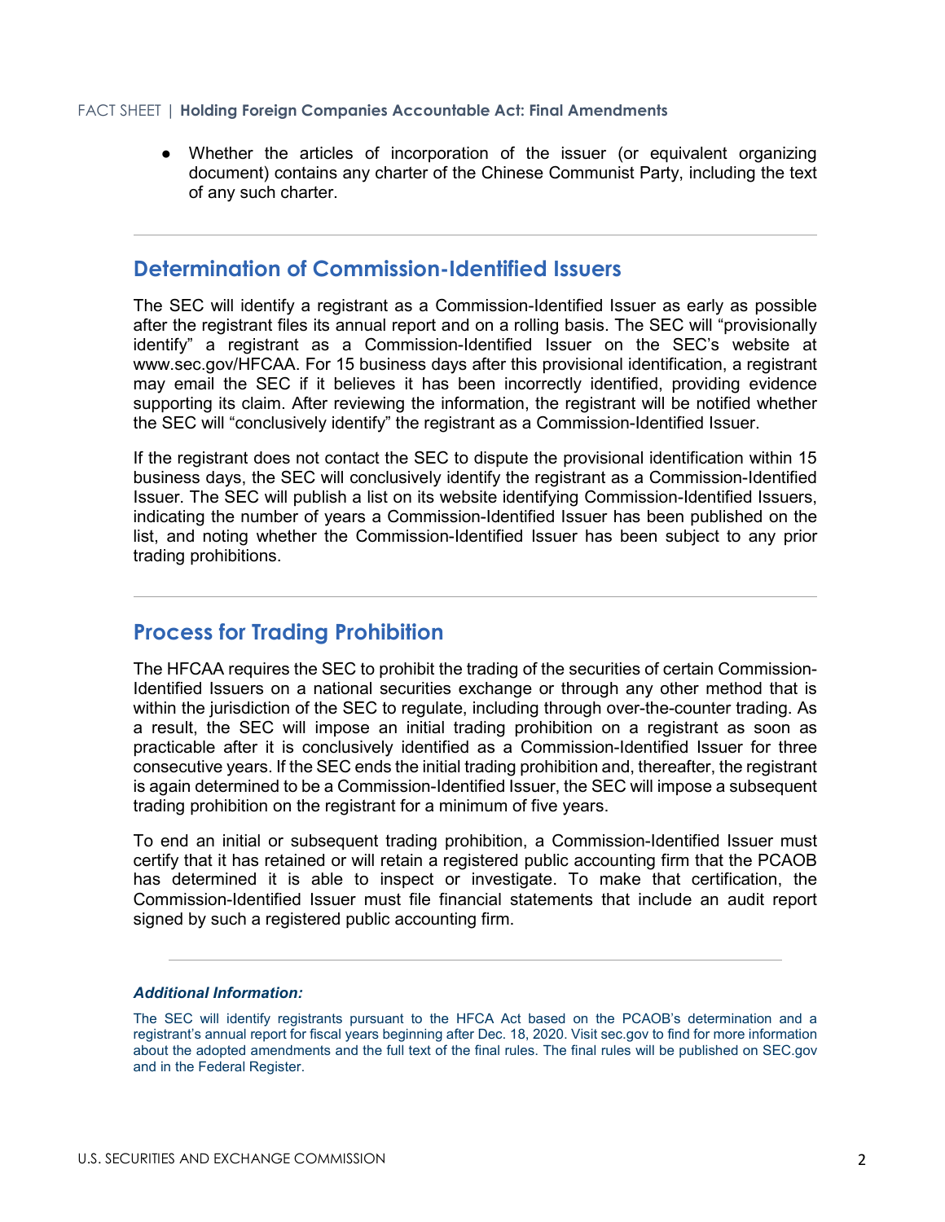- Whether the articles of incorporation of the issuer (or equivalent organizing document) contains any charter of the Chinese Communist Party, including the text of any such charter.

## Determination of Commission-Identified Issuers

The SEC will identify a registrant as a Commission-Identified Issuer as early as possible after the registrant files its annual report and on a rolling basis. The SEC will "provisionally identify" a registrant as a Commission-Identified Issuer on the SEC's website at www.sec.gov/HFCAA. For 15 business days after this provisional identification, a registrant may email the SEC if it believes it has been incorrectly identified, providing evidence supporting its claim. After reviewing the information, the registrant will be notified whether the SEC will "conclusively identify" the registrant as a Commission-Identified Issuer.

If the registrant does not contact the SEC to dispute the provisional identification within 15 business days, the SEC will conclusively identify the registrant as a Commission-Identified Issuer. The SEC will publish a list on its website identifying Commission-Identified Issuers, indicating the number of years a Commission-Identified Issuer has been published on the list, and noting whether the Commission-Identified Issuer has been subject to any prior trading prohibitions.

## Process for Trading Prohibition

The HFCAA requires the SEC to prohibit the trading of the securities of certain Commission-Identified Issuers on a national securities exchange or through any other method that is within the jurisdiction of the SEC to regulate, including through over-the-counter trading. As a result, the SEC will impose an initial trading prohibition on a registrant as soon as practicable after it is conclusively identified as a Commission-Identified Issuer for three consecutive years. If the SEC ends the initial trading prohibition and, thereafter, the registrant is again determined to be a Commission-Identified Issuer, the SEC will impose a subsequent trading prohibition on the registrant for a minimum of five years.

To end an initial or subsequent trading prohibition, a Commission-Identified Issuer must certify that it has retained or will retain a registered public accounting firm that the PCAOB has determined it is able to inspect or investigate. To make that certification, the Commission-Identified Issuer must file financial statements that include an audit report signed by such a registered public accounting firm.

***Additional Information:***

The SEC will identify registrants pursuant to the HFCA Act based on the PCAOB's determination and a registrant's annual report for fiscal years beginning after Dec. 18, 2020. Visit sec.gov to find for more information about the adopted amendments and the full text of the final rules. The final rules will be published on SEC.gov and in the Federal Register.